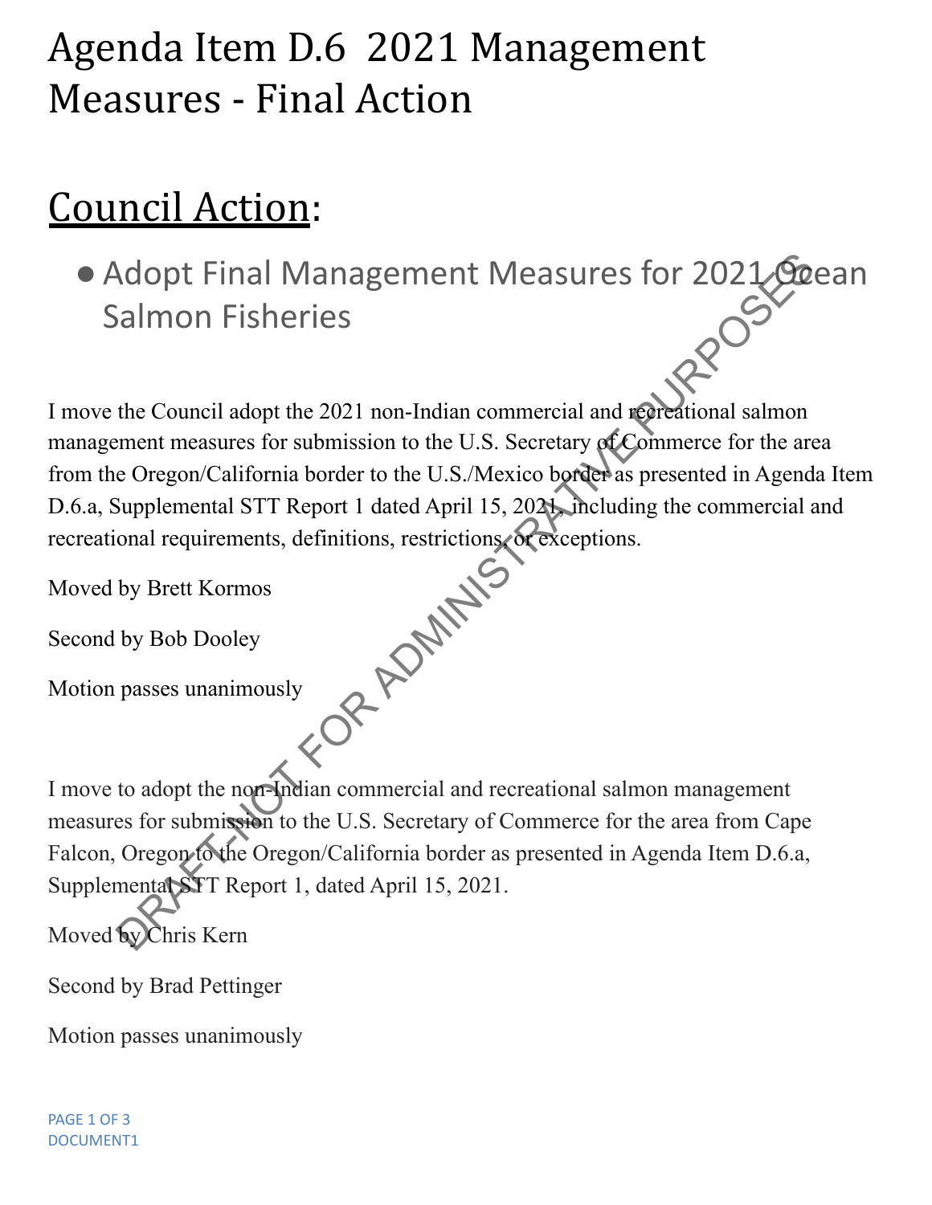# Agenda Item D.6 2021 Management Measures - Final Action

## Council Action:

- Adopt Final Management Measures for 2021 Ocean Salmon Fisheries

I move the Council adopt the 2021 non-Indian commercial and recreational salmon management measures for submission to the U.S. Secretary of Commerce for the area from the Oregon/California border to the U.S./Mexico border as presented in Agenda Item D.6.a, Supplemental STT Report 1 dated April 15, 2021, including the commercial and recreational requirements, definitions, restrictions, or exceptions.

Moved by Brett Kormos

Second by Bob Dooley

Motion passes unanimously

I move to adopt the non-Indian commercial and recreational salmon management measures for submission to the U.S. Secretary of Commerce for the area from Cape Falcon, Oregon to the Oregon/California border as presented in Agenda Item D.6.a, Supplemental STT Report 1, dated April 15, 2021.

Moved by Chris Kern

Second by Brad Pettinger

Motion passes unanimously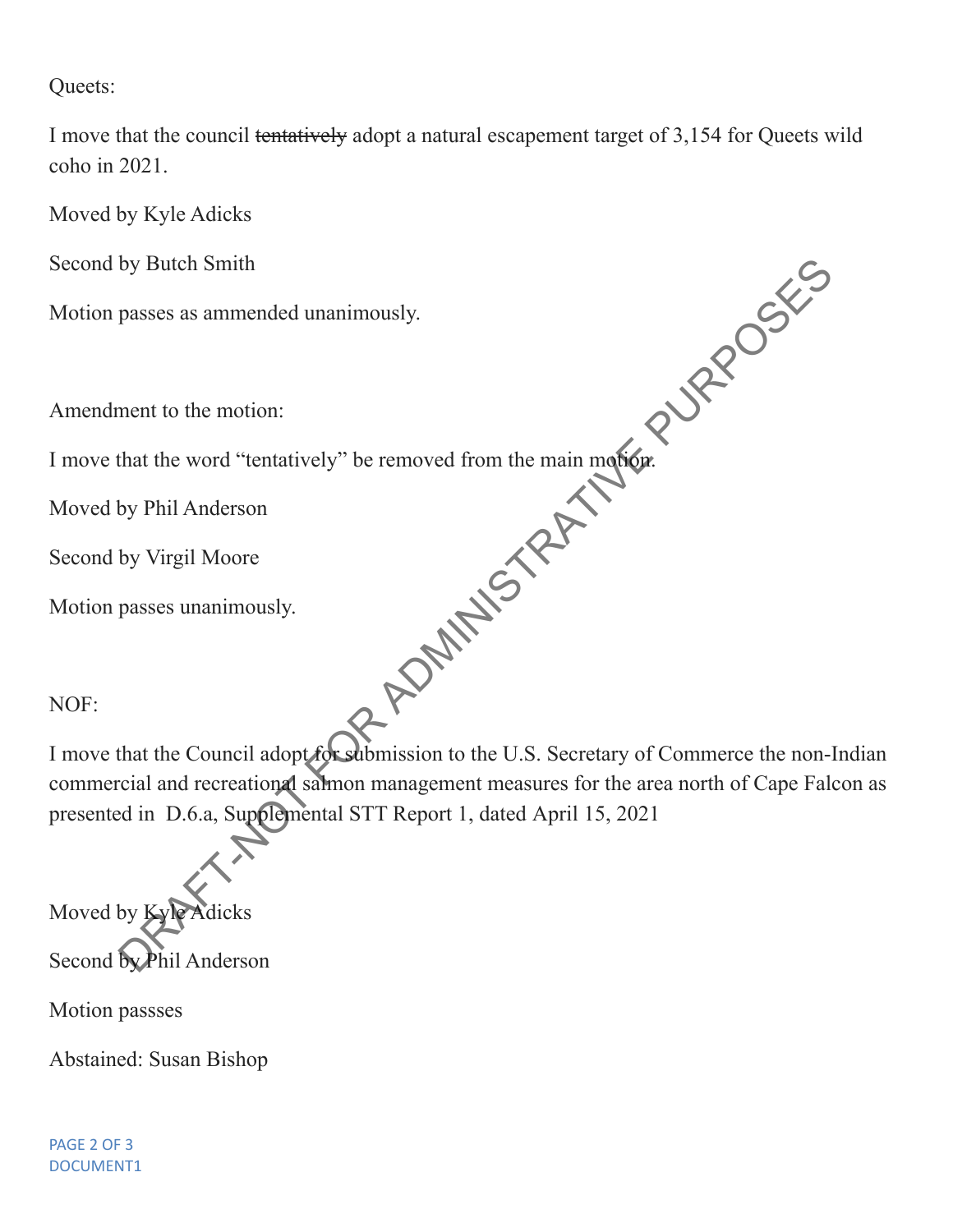Queets:

I move that the council ~~tentatively~~ adopt a natural escapement target of 3,154 for Queets wild coho in 2021.

Moved by Kyle Adicks

Second by Butch Smith

Motion passes as ammended unanimously.

Amendment to the motion:

I move that the word "tentatively" be removed from the main motion.

Moved by Phil Anderson

Second by Virgil Moore

Motion passes unanimously.

NOF:

I move that the Council adopt for submission to the U.S. Secretary of Commerce the non-Indian commercial and recreational salmon management measures for the area north of Cape Falcon as presented in D.6.a, Supplemental STT Report 1, dated April 15, 2021

Moved by Kyle Adicks

Second by Phil Anderson

Motion passses

Abstained: Susan Bishop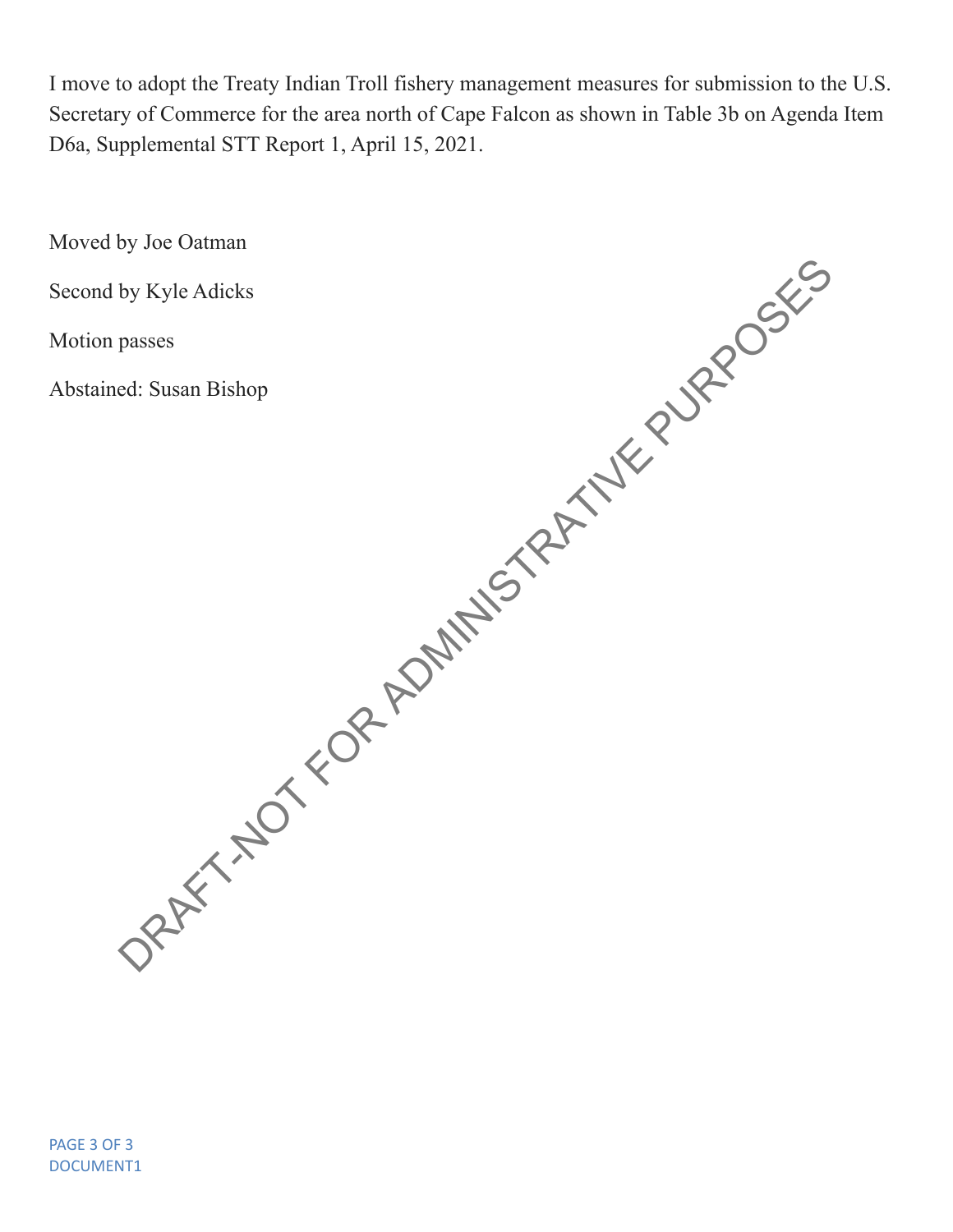I move to adopt the Treaty Indian Troll fishery management measures for submission to the U.S. Secretary of Commerce for the area north of Cape Falcon as shown in Table 3b on Agenda Item D6a, Supplemental STT Report 1, April 15, 2021.

Moved by Joe Oatman

Second by Kyle Adicks

Motion passes

Abstained: Susan Bishop

DRAFT-NOT FOR ADMINISTRATIVE PURPOSES